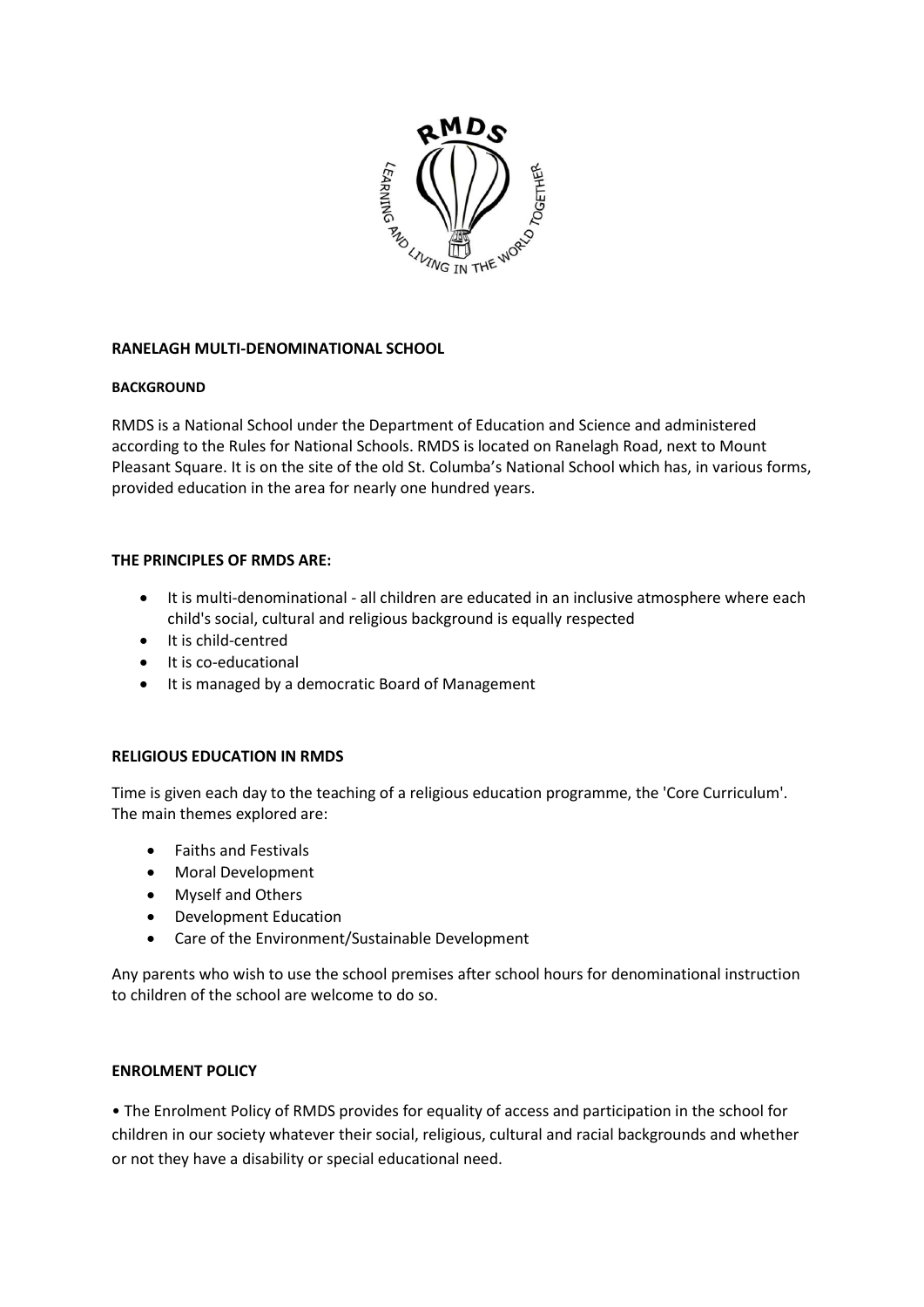# RANELAGH MULTI-DENOMINATIONAL SCHOOL

## BACKGROUND

RMDS is a National School under the Department of Education and Science and administered according to the Rules for National Schools. RMDS is located on Ranelagh Road, next to Mount Pleasant Square. It is on the site of the old St. Columba's National School which has, in various forms, provided education in the area for nearly one hundred years.

## THE PRINCIPLES OF RMDS ARE:

- It is multi-denominational - all children are educated in an inclusive atmosphere where each child's social, cultural and religious background is equally respected
- It is child-centred
- It is co-educational
- It is managed by a democratic Board of Management

## RELIGIOUS EDUCATION IN RMDS

Time is given each day to the teaching of a religious education programme, the 'Core Curriculum'. The main themes explored are:

- Faiths and Festivals
- Moral Development
- Myself and Others
- Development Education
- Care of the Environment/Sustainable Development

Any parents who wish to use the school premises after school hours for denominational instruction to children of the school are welcome to do so.

## ENROLMENT POLICY

• The Enrolment Policy of RMDS provides for equality of access and participation in the school for children in our society whatever their social, religious, cultural and racial backgrounds and whether or not they have a disability or special educational need.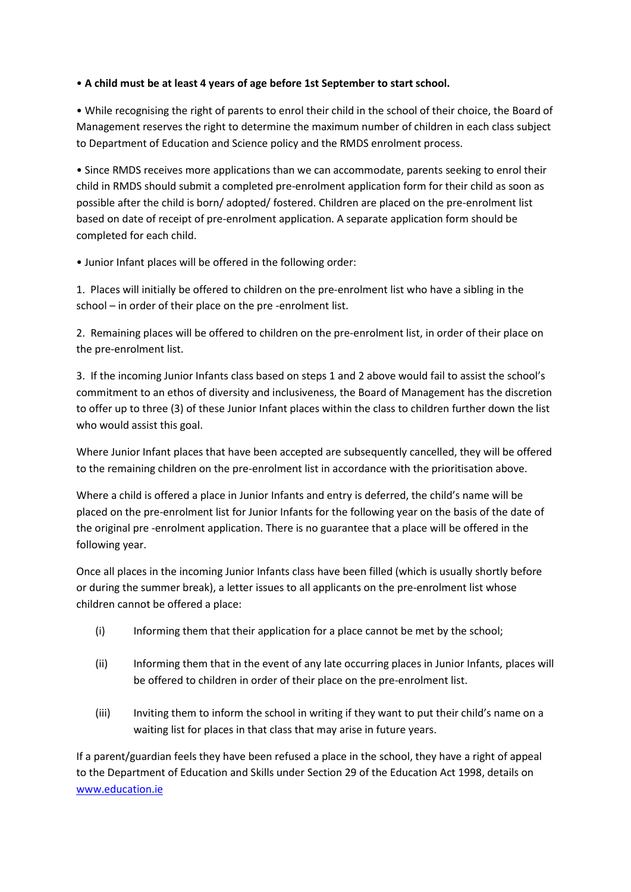- **A child must be at least 4 years of age before 1st September to start school.**

- While recognising the right of parents to enrol their child in the school of their choice, the Board of Management reserves the right to determine the maximum number of children in each class subject to Department of Education and Science policy and the RMDS enrolment process.

- Since RMDS receives more applications than we can accommodate, parents seeking to enrol their child in RMDS should submit a completed pre-enrolment application form for their child as soon as possible after the child is born/ adopted/ fostered. Children are placed on the pre-enrolment list based on date of receipt of pre-enrolment application. A separate application form should be completed for each child.

- Junior Infant places will be offered in the following order:

1. Places will initially be offered to children on the pre-enrolment list who have a sibling in the school – in order of their place on the pre -enrolment list.

2. Remaining places will be offered to children on the pre-enrolment list, in order of their place on the pre-enrolment list.

3. If the incoming Junior Infants class based on steps 1 and 2 above would fail to assist the school's commitment to an ethos of diversity and inclusiveness, the Board of Management has the discretion to offer up to three (3) of these Junior Infant places within the class to children further down the list who would assist this goal.

Where Junior Infant places that have been accepted are subsequently cancelled, they will be offered to the remaining children on the pre-enrolment list in accordance with the prioritisation above.

Where a child is offered a place in Junior Infants and entry is deferred, the child's name will be placed on the pre-enrolment list for Junior Infants for the following year on the basis of the date of the original pre -enrolment application. There is no guarantee that a place will be offered in the following year.

Once all places in the incoming Junior Infants class have been filled (which is usually shortly before or during the summer break), a letter issues to all applicants on the pre-enrolment list whose children cannot be offered a place:

(i) Informing them that their application for a place cannot be met by the school;

(ii) Informing them that in the event of any late occurring places in Junior Infants, places will be offered to children in order of their place on the pre-enrolment list.

(iii) Inviting them to inform the school in writing if they want to put their child's name on a waiting list for places in that class that may arise in future years.

If a parent/guardian feels they have been refused a place in the school, they have a right of appeal to the Department of Education and Skills under Section 29 of the Education Act 1998, details on [www.education.ie](http://www.education.ie)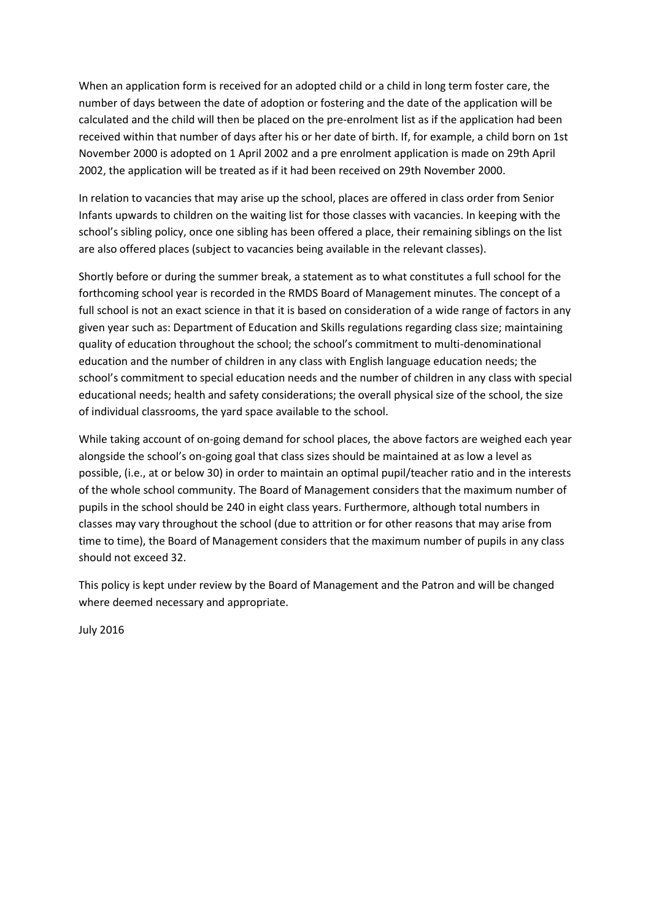When an application form is received for an adopted child or a child in long term foster care, the number of days between the date of adoption or fostering and the date of the application will be calculated and the child will then be placed on the pre-enrolment list as if the application had been received within that number of days after his or her date of birth. If, for example, a child born on 1st November 2000 is adopted on 1 April 2002 and a pre enrolment application is made on 29th April 2002, the application will be treated as if it had been received on 29th November 2000.

In relation to vacancies that may arise up the school, places are offered in class order from Senior Infants upwards to children on the waiting list for those classes with vacancies. In keeping with the school's sibling policy, once one sibling has been offered a place, their remaining siblings on the list are also offered places (subject to vacancies being available in the relevant classes).

Shortly before or during the summer break, a statement as to what constitutes a full school for the forthcoming school year is recorded in the RMDS Board of Management minutes. The concept of a full school is not an exact science in that it is based on consideration of a wide range of factors in any given year such as: Department of Education and Skills regulations regarding class size; maintaining quality of education throughout the school; the school's commitment to multi-denominational education and the number of children in any class with English language education needs; the school's commitment to special education needs and the number of children in any class with special educational needs; health and safety considerations; the overall physical size of the school, the size of individual classrooms, the yard space available to the school.

While taking account of on-going demand for school places, the above factors are weighed each year alongside the school's on-going goal that class sizes should be maintained at as low a level as possible, (i.e., at or below 30) in order to maintain an optimal pupil/teacher ratio and in the interests of the whole school community. The Board of Management considers that the maximum number of pupils in the school should be 240 in eight class years. Furthermore, although total numbers in classes may vary throughout the school (due to attrition or for other reasons that may arise from time to time), the Board of Management considers that the maximum number of pupils in any class should not exceed 32.

This policy is kept under review by the Board of Management and the Patron and will be changed where deemed necessary and appropriate.

July 2016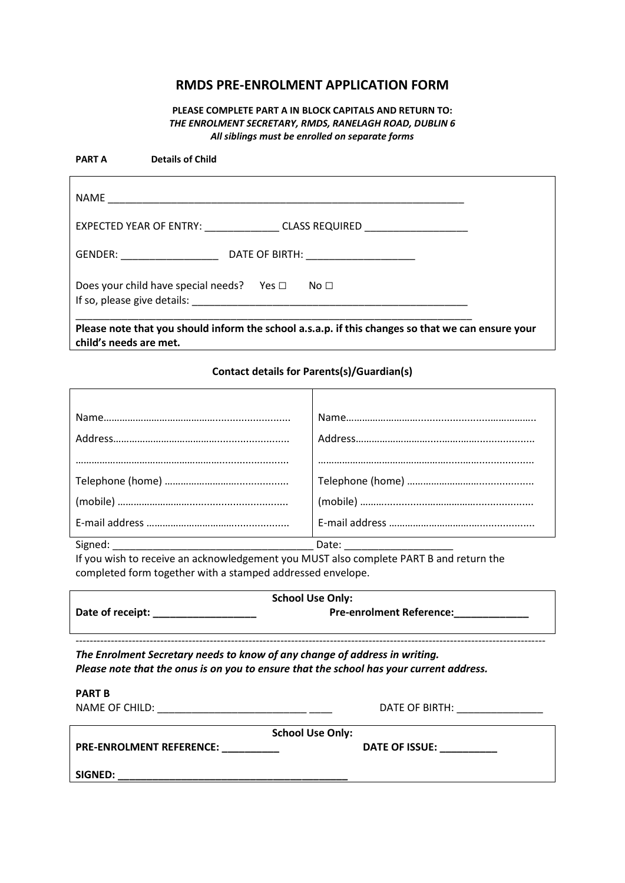# RMDS PRE-ENROLMENT APPLICATION FORM

**PLEASE COMPLETE PART A IN BLOCK CAPITALS AND RETURN TO:**
***THE ENROLMENT SECRETARY, RMDS, RANELAGH ROAD, DUBLIN 6***
***All siblings must be enrolled on separate forms***

**PART A** **Details of Child**

NAME _______________________________________________________________

EXPECTED YEAR OF ENTRY: _____________ CLASS REQUIRED __________________

GENDER: _________________ DATE OF BIRTH: ___________________

Does your child have special needs? Yes ☐ No ☐
If so, please give details: ___________________________________________________
___________________________________________________________________________

**Please note that you should inform the school a.s.a.p. if this changes so that we can ensure your child's needs are met.**

**Contact details for Parents(s)/Guardian(s)**

| | |
|---|---|
| Name………………………………………………………… | Name………………………………………………………… |
| Address……………………………………………………… | Address……………………………………………………… |
| ……………………………………………………………… | ……………………………………………………………… |
| Telephone (home) ………………………………… | Telephone (home) ………………………………… |
| (mobile) ……………………………………………… | (mobile) ……………………………………………… |
| E-mail address …………………………………… | E-mail address …………………………………… |

Signed: ____________________________________ Date: ___________________
If you wish to receive an acknowledgement you MUST also complete PART B and return the completed form together with a stamped addressed envelope.

**School Use Only:**
**Date of receipt: __________________** **Pre-enrolment Reference:_____________**

---

***The Enrolment Secretary needs to know of any change of address in writing.***
***Please note that the onus is on you to ensure that the school has your current address.***

**PART B**
NAME OF CHILD: __________________________ ____ DATE OF BIRTH: _______________

**School Use Only:**
**PRE-ENROLMENT REFERENCE: __________** **DATE OF ISSUE: __________**

**SIGNED: ________________________________________**